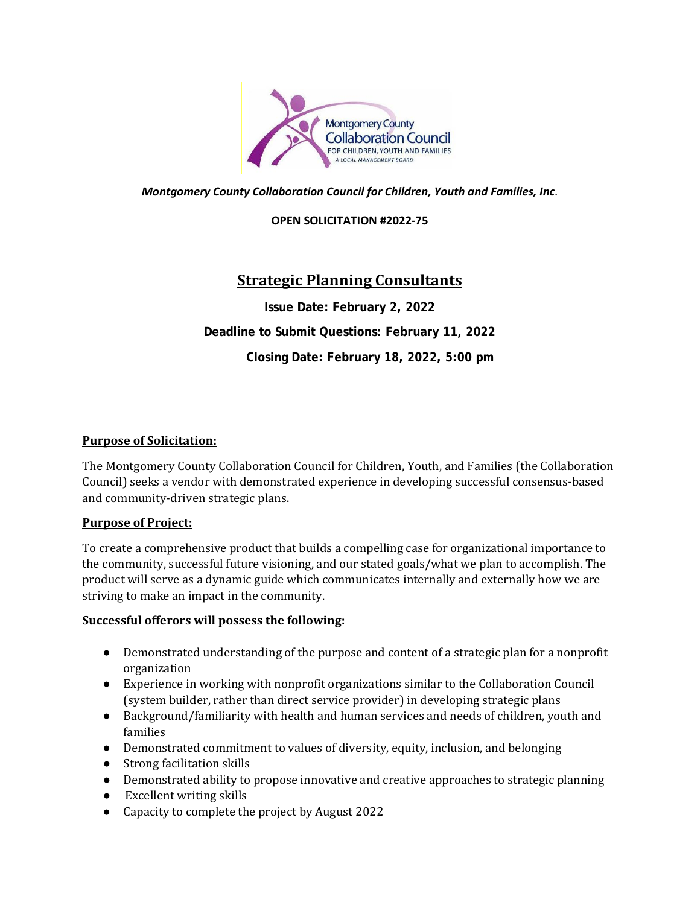*Montgomery County Collaboration Council for Children, Youth and Families, Inc*.

**OPEN SOLICITATION #2022-75**

# Strategic Planning Consultants

**Issue Date: February 2, 2022**

**Deadline to Submit Questions: February 11, 2022**

**Closing Date: February 18, 2022, 5:00 pm**

## Purpose of Solicitation:

The Montgomery County Collaboration Council for Children, Youth, and Families (the Collaboration Council) seeks a vendor with demonstrated experience in developing successful consensus-based and community-driven strategic plans.

## Purpose of Project:

To create a comprehensive product that builds a compelling case for organizational importance to the community, successful future visioning, and our stated goals/what we plan to accomplish. The product will serve as a dynamic guide which communicates internally and externally how we are striving to make an impact in the community.

## Successful offerors will possess the following:

- Demonstrated understanding of the purpose and content of a strategic plan for a nonprofit organization
- Experience in working with nonprofit organizations similar to the Collaboration Council (system builder, rather than direct service provider) in developing strategic plans
- Background/familiarity with health and human services and needs of children, youth and families
- Demonstrated commitment to values of diversity, equity, inclusion, and belonging
- Strong facilitation skills
- Demonstrated ability to propose innovative and creative approaches to strategic planning
- Excellent writing skills
- Capacity to complete the project by August 2022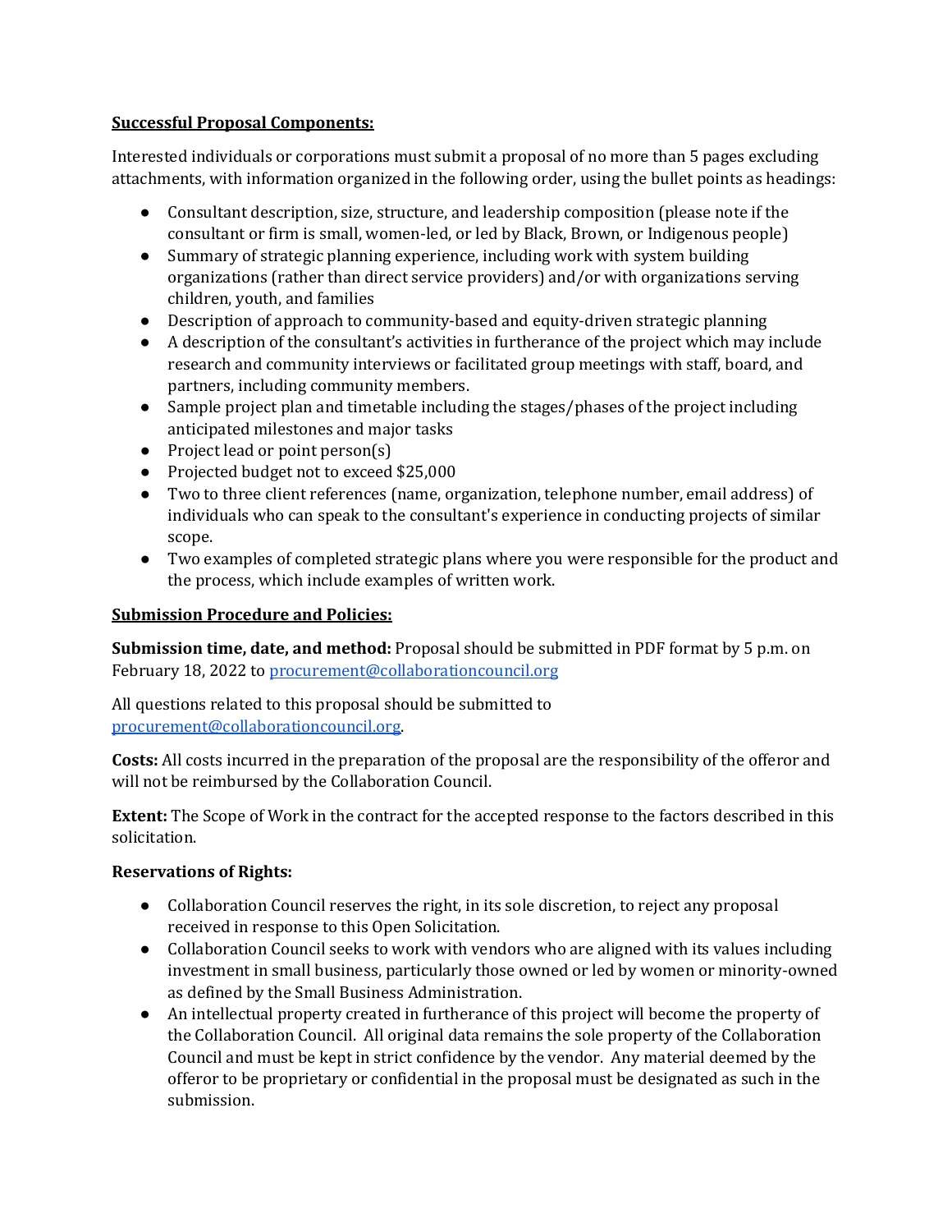**Successful Proposal Components:**

Interested individuals or corporations must submit a proposal of no more than 5 pages excluding attachments, with information organized in the following order, using the bullet points as headings:

- Consultant description, size, structure, and leadership composition (please note if the consultant or firm is small, women-led, or led by Black, Brown, or Indigenous people)
- Summary of strategic planning experience, including work with system building organizations (rather than direct service providers) and/or with organizations serving children, youth, and families
- Description of approach to community-based and equity-driven strategic planning
- A description of the consultant's activities in furtherance of the project which may include research and community interviews or facilitated group meetings with staff, board, and partners, including community members.
- Sample project plan and timetable including the stages/phases of the project including anticipated milestones and major tasks
- Project lead or point person(s)
- Projected budget not to exceed $25,000
- Two to three client references (name, organization, telephone number, email address) of individuals who can speak to the consultant's experience in conducting projects of similar scope.
- Two examples of completed strategic plans where you were responsible for the product and the process, which include examples of written work.

**Submission Procedure and Policies:**

**Submission time, date, and method:** Proposal should be submitted in PDF format by 5 p.m. on February 18, 2022 to procurement@collaborationcouncil.org

All questions related to this proposal should be submitted to procurement@collaborationcouncil.org.

**Costs:** All costs incurred in the preparation of the proposal are the responsibility of the offeror and will not be reimbursed by the Collaboration Council.

**Extent:** The Scope of Work in the contract for the accepted response to the factors described in this solicitation.

**Reservations of Rights:**

- Collaboration Council reserves the right, in its sole discretion, to reject any proposal received in response to this Open Solicitation.
- Collaboration Council seeks to work with vendors who are aligned with its values including investment in small business, particularly those owned or led by women or minority-owned as defined by the Small Business Administration.
- An intellectual property created in furtherance of this project will become the property of the Collaboration Council. All original data remains the sole property of the Collaboration Council and must be kept in strict confidence by the vendor. Any material deemed by the offeror to be proprietary or confidential in the proposal must be designated as such in the submission.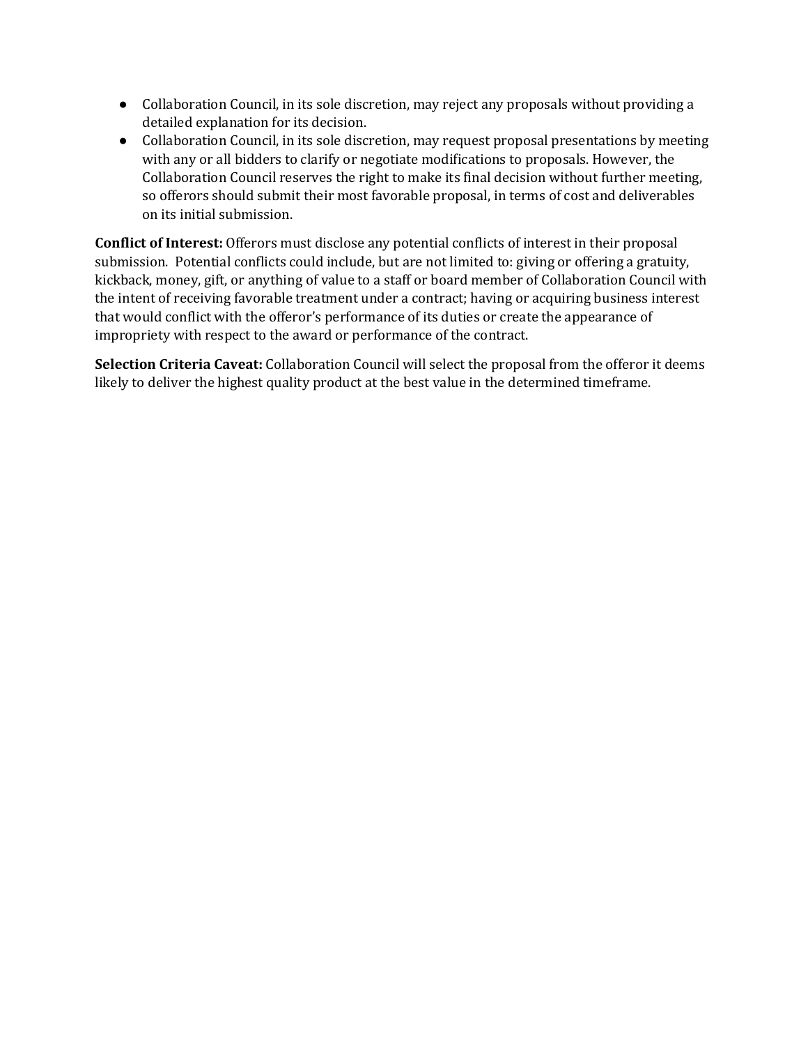- Collaboration Council, in its sole discretion, may reject any proposals without providing a detailed explanation for its decision.
- Collaboration Council, in its sole discretion, may request proposal presentations by meeting with any or all bidders to clarify or negotiate modifications to proposals. However, the Collaboration Council reserves the right to make its final decision without further meeting, so offerors should submit their most favorable proposal, in terms of cost and deliverables on its initial submission.

**Conflict of Interest:** Offerors must disclose any potential conflicts of interest in their proposal submission. Potential conflicts could include, but are not limited to: giving or offering a gratuity, kickback, money, gift, or anything of value to a staff or board member of Collaboration Council with the intent of receiving favorable treatment under a contract; having or acquiring business interest that would conflict with the offeror's performance of its duties or create the appearance of impropriety with respect to the award or performance of the contract.

**Selection Criteria Caveat:** Collaboration Council will select the proposal from the offeror it deems likely to deliver the highest quality product at the best value in the determined timeframe.